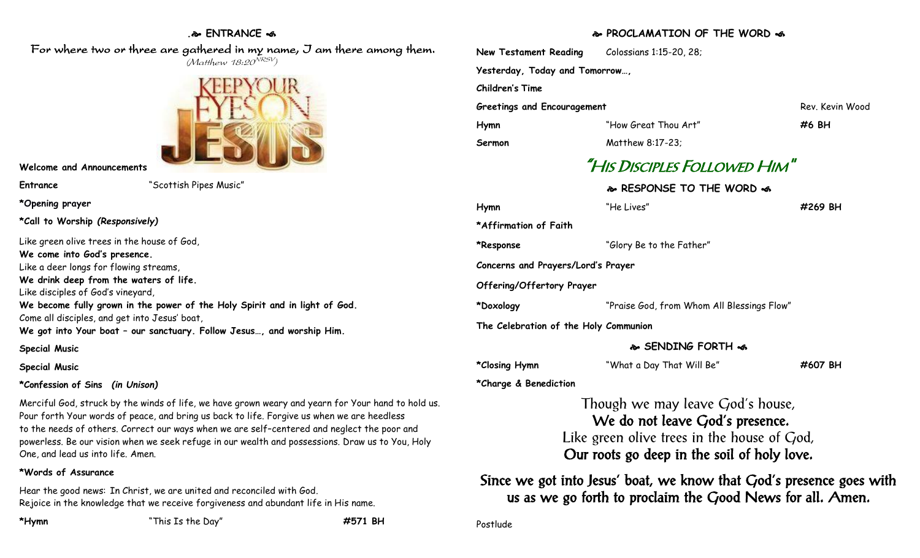## ENTRANCE

*For where two or three are gathered in my name, I am there among them.*
*(Matthew 18:20 NRSV)*

KEEP YOUR EYES ON JESUS

**Welcome and Announcements**

**Entrance** "Scottish Pipes Music"

***Opening prayer**

***Call to Worship** ***(Responsively)***

Like green olive trees in the house of God,
**We come into God's presence.**
Like a deer longs for flowing streams,
**We drink deep from the waters of life.**
Like disciples of God's vineyard,
**We become fully grown in the power of the Holy Spirit and in light of God.**
Come all disciples, and get into Jesus' boat,
**We got into Your boat – our sanctuary. Follow Jesus…, and worship Him.**

**Special Music**

**Special Music**

***Confession of Sins** ***(in Unison)***

Merciful God, struck by the winds of life, we have grown weary and yearn for Your hand to hold us. Pour forth Your words of peace, and bring us back to life. Forgive us when we are heedless to the needs of others. Correct our ways when we are self-centered and neglect the poor and powerless. Be our vision when we seek refuge in our wealth and possessions. Draw us to You, Holy One, and lead us into life. Amen.

***Words of Assurance**

Hear the good news: In Christ, we are united and reconciled with God.
Rejoice in the knowledge that we receive forgiveness and abundant life in His name.

***Hymn** "This Is the Day" **#571 BH**

## PROCLAMATION OF THE WORD

**New Testament Reading** Colossians 1:15-20, 28;

**Yesterday, Today and Tomorrow…,**

**Children's Time**

**Greetings and Encouragement** Rev. Kevin Wood

**Hymn** "How Great Thou Art" **#6 BH**

**Sermon** Matthew 8:17-23;

# "His Disciples Followed Him"

## RESPONSE TO THE WORD

**Hymn** "He Lives" **#269 BH**

***Affirmation of Faith**

***Response** "Glory Be to the Father"

**Concerns and Prayers/Lord's Prayer**

**Offering/Offertory Prayer**

***Doxology** "Praise God, from Whom All Blessings Flow"

**The Celebration of the Holy Communion**

## SENDING FORTH

***Closing Hymn** "What a Day That Will Be" **#607 BH**

***Charge & Benediction**

Though we may leave God's house,
**We do not leave God's presence.**
Like green olive trees in the house of God,
**Our roots go deep in the soil of holy love.**

**Since we got into Jesus' boat, we know that God's presence goes with us as we go forth to proclaim the Good News for all. Amen.**

Postlude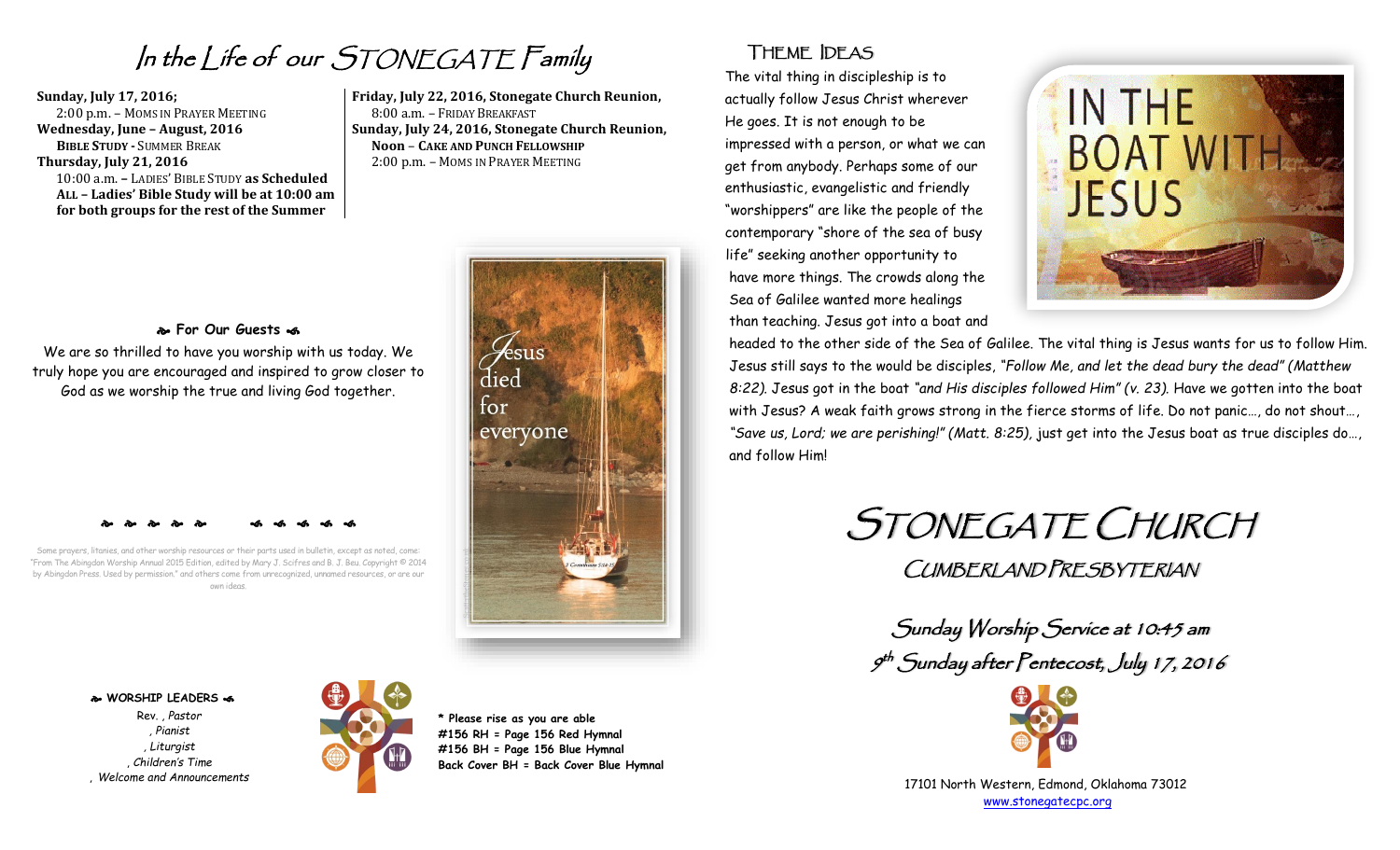# In the Life of our STONEGATE Family

**Sunday, July 17, 2016;**
2:00 p.m. – Moms in Prayer Meeting
**Wednesday, June – August, 2016**
**Bible Study** - Summer Break
**Thursday, July 21, 2016**
10:00 a.m. – Ladies' Bible Study **as Scheduled**
**All – Ladies' Bible Study will be at 10:00 am for both groups for the rest of the Summer**

**Friday, July 22, 2016, Stonegate Church Reunion,**
8:00 a.m. – Friday Breakfast
**Sunday, July 24, 2016, Stonegate Church Reunion,**
**Noon** – **Cake and Punch Fellowship**
2:00 p.m. – Moms in Prayer Meeting

### For Our Guests

We are so thrilled to have you worship with us today. We truly hope you are encouraged and inspired to grow closer to God as we worship the true and living God together.

Jesus died for everyone

Some prayers, litanies, and other worship resources or their parts used in bulletin, except as noted, come: "From The Abingdon Worship Annual 2015 Edition, edited by Mary J. Scifres and B. J. Beu. Copyright © 2014 by Abingdon Press. Used by permission." and others come from unrecognized, unnamed resources, or are our own ideas.

### WORSHIP LEADERS

Rev. , *Pastor*
, *Pianist*
, *Liturgist*
, *Children's Time*
, *Welcome and Announcements*

**\* Please rise as you are able**
**#156 RH = Page 156 Red Hymnal**
**#156 BH = Page 156 Blue Hymnal**
**Back Cover BH = Back Cover Blue Hymnal**

## Theme Ideas

IN THE BOAT WITH JESUS

The vital thing in discipleship is to actually follow Jesus Christ wherever He goes. It is not enough to be impressed with a person, or what we can get from anybody. Perhaps some of our enthusiastic, evangelistic and friendly "worshippers" are like the people of the contemporary "shore of the sea of busy life" seeking another opportunity to have more things. The crowds along the Sea of Galilee wanted more healings than teaching. Jesus got into a boat and headed to the other side of the Sea of Galilee. The vital thing is Jesus wants for us to follow Him. Jesus still says to the would be disciples, *"Follow Me, and let the dead bury the dead" (Matthew 8:22).* Jesus got in the boat *"and His disciples followed Him" (v. 23).* Have we gotten into the boat with Jesus? A weak faith grows strong in the fierce storms of life. Do not panic…, do not shout…, *"Save us, Lord; we are perishing!" (Matt. 8:25),* just get into the Jesus boat as true disciples do…, and follow Him!

# STONEGATE CHURCH

## CUMBERLAND PRESBYTERIAN

### Sunday Worship Service at 10:45 am

### 9th Sunday after Pentecost, July 17, 2016

17101 North Western, Edmond, Oklahoma 73012
www.stonegatecpc.org